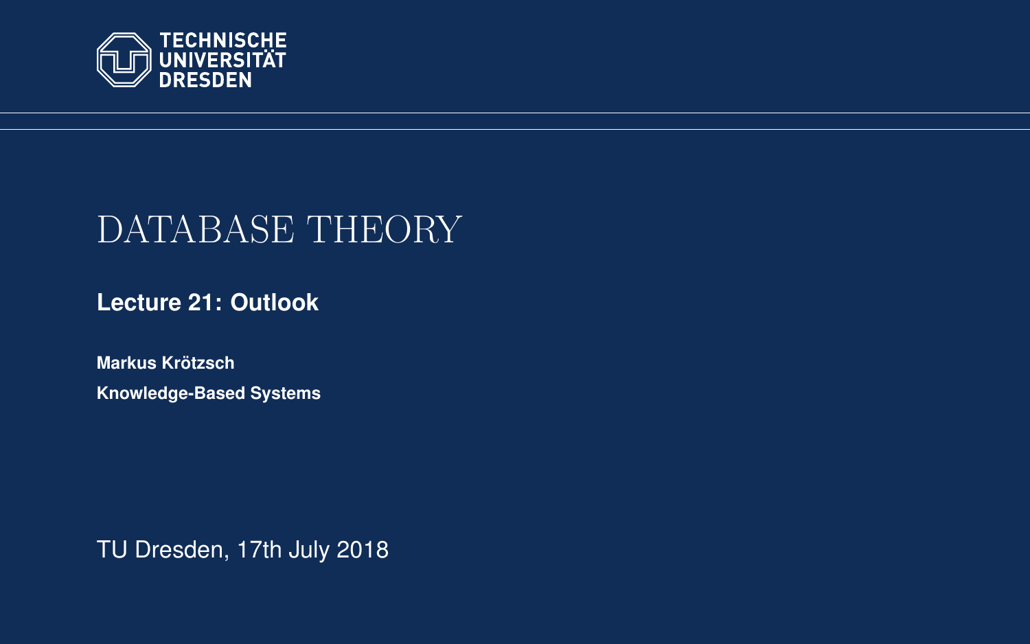TECHNISCHE UNIVERSITÄT DRESDEN

# DATABASE THEORY

## Lecture 21: Outlook

**Markus Krötzsch**

**Knowledge-Based Systems**

TU Dresden, 17th July 2018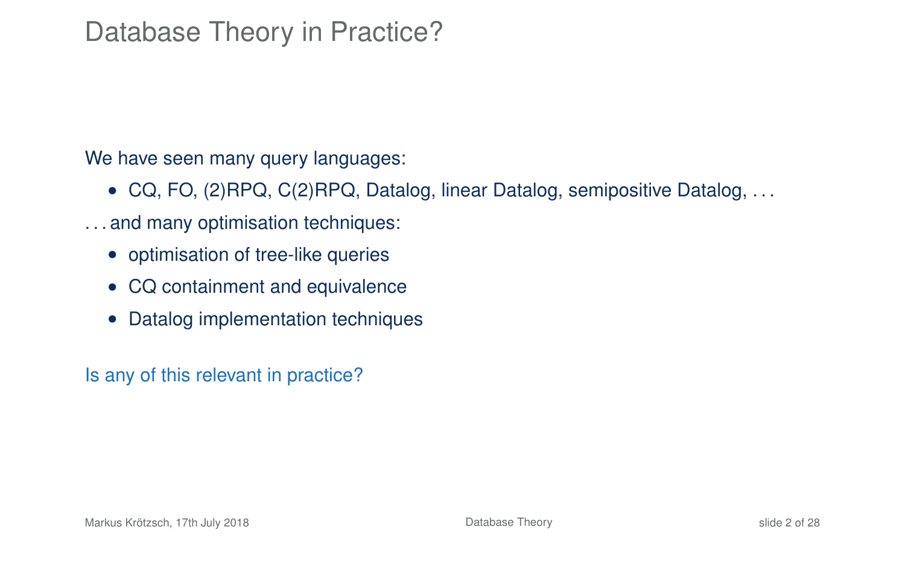# Database Theory in Practice?

We have seen many query languages:

- CQ, FO, (2)RPQ, C(2)RPQ, Datalog, linear Datalog, semipositive Datalog, . . .

. . . and many optimisation techniques:

- optimisation of tree-like queries
- CQ containment and equivalence
- Datalog implementation techniques

Is any of this relevant in practice?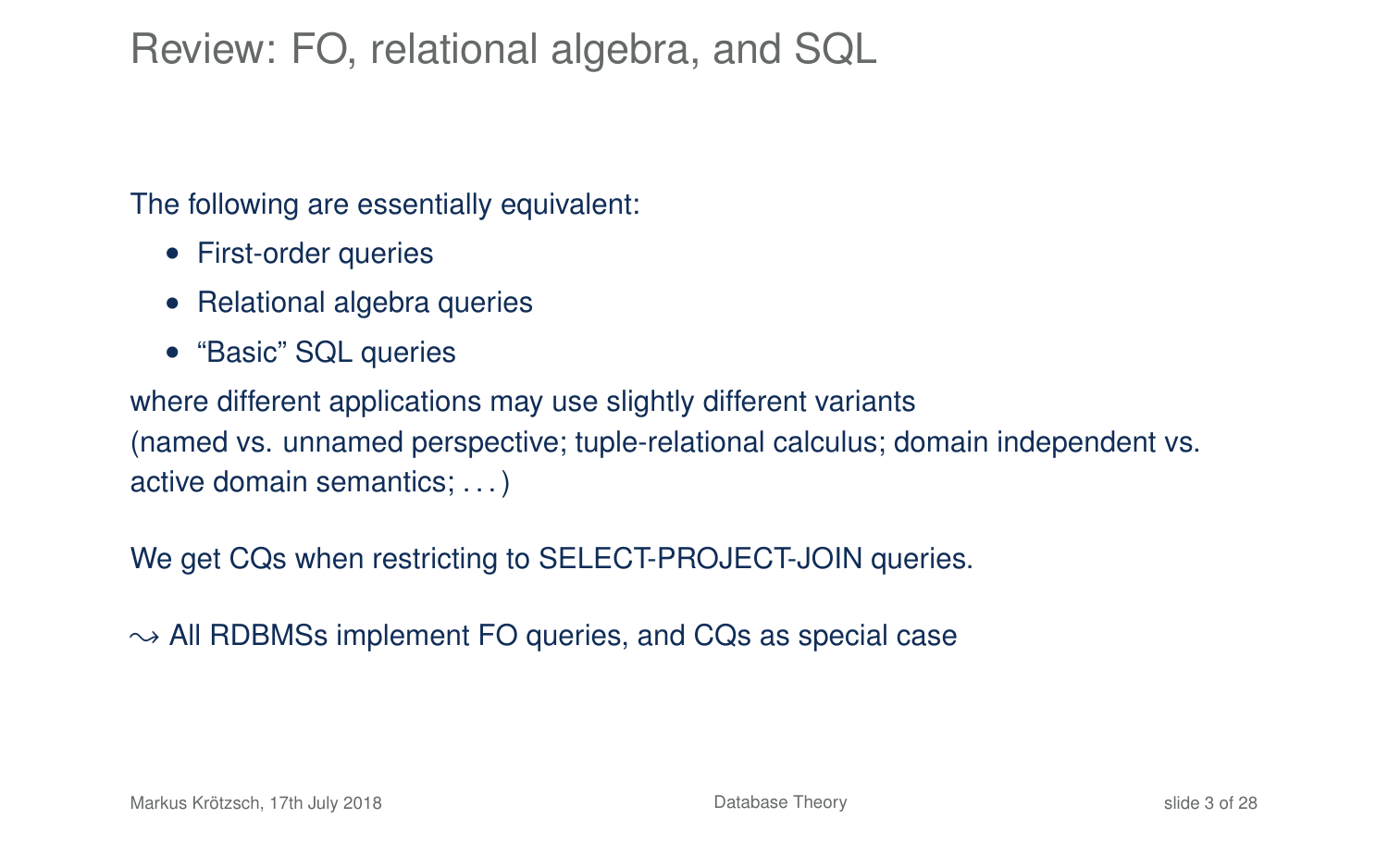# Review: FO, relational algebra, and SQL

The following are essentially equivalent:

- First-order queries
- Relational algebra queries
- "Basic" SQL queries

where different applications may use slightly different variants
(named vs. unnamed perspective; tuple-relational calculus; domain independent vs. active domain semantics; . . . )

We get CQs when restricting to SELECT-PROJECT-JOIN queries.

$\leadsto$ All RDBMSs implement FO queries, and CQs as special case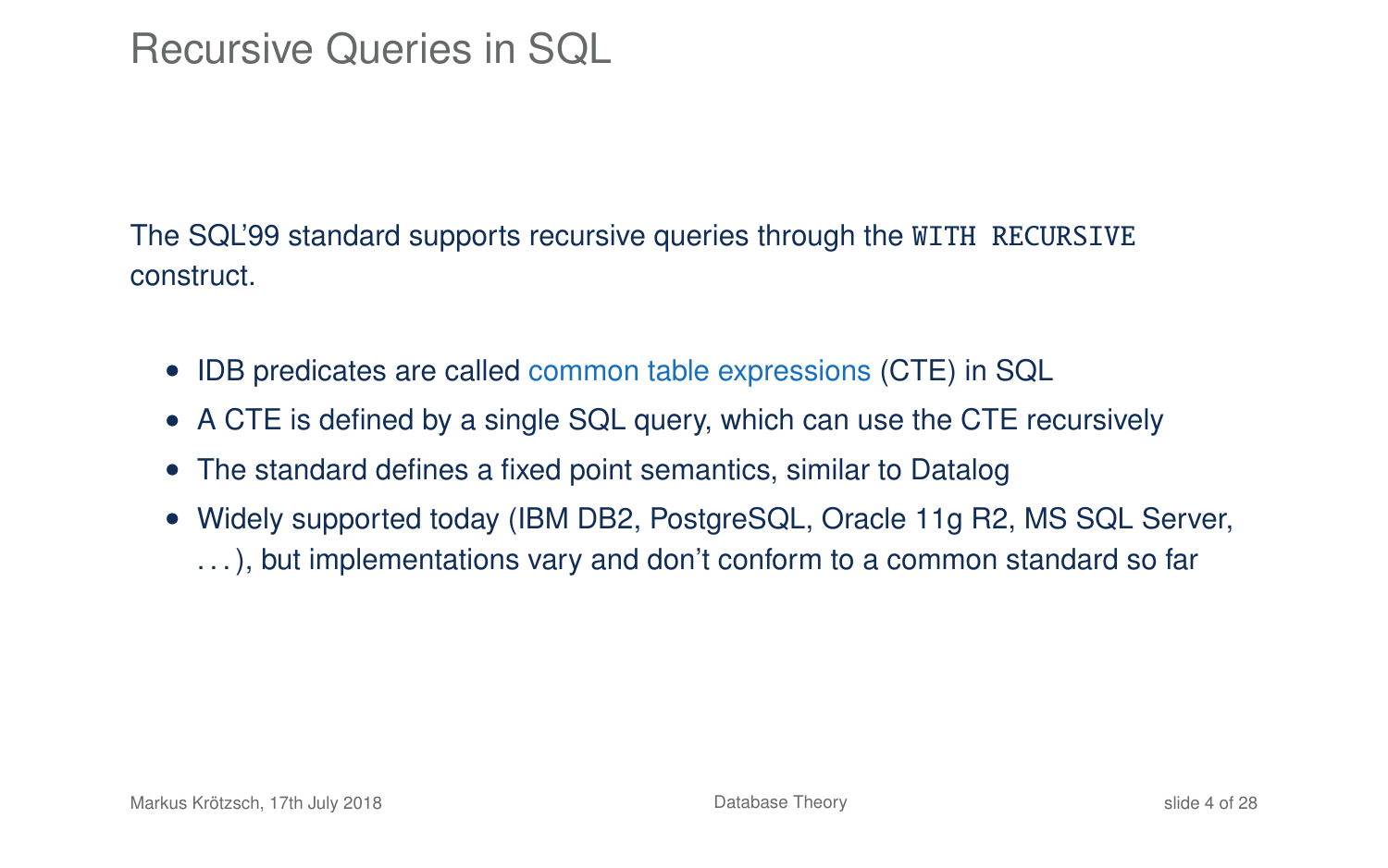# Recursive Queries in SQL

The SQL'99 standard supports recursive queries through the `WITH RECURSIVE` construct.

- IDB predicates are called common table expressions (CTE) in SQL
- A CTE is defined by a single SQL query, which can use the CTE recursively
- The standard defines a fixed point semantics, similar to Datalog
- Widely supported today (IBM DB2, PostgreSQL, Oracle 11g R2, MS SQL Server, ...), but implementations vary and don't conform to a common standard so far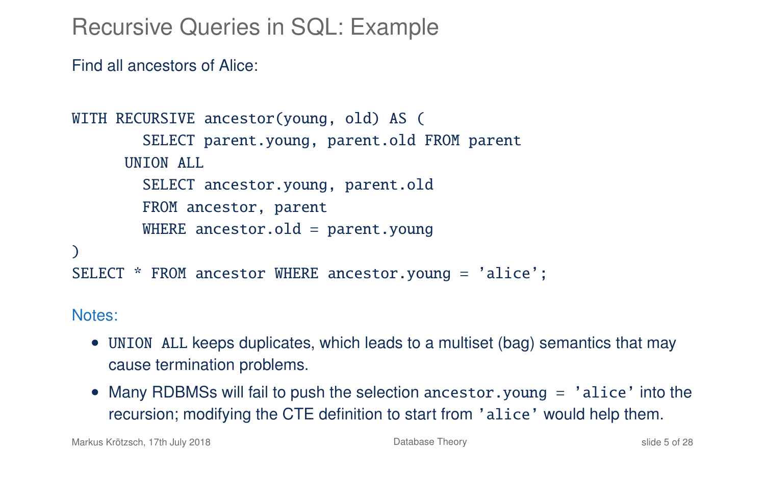# Recursive Queries in SQL: Example

Find all ancestors of Alice:

```
WITH RECURSIVE ancestor(young, old) AS (
        SELECT parent.young, parent.old FROM parent
      UNION ALL
        SELECT ancestor.young, parent.old
        FROM ancestor, parent
        WHERE ancestor.old = parent.young
)
SELECT * FROM ancestor WHERE ancestor.young = 'alice';
```

Notes:

- `UNION ALL` keeps duplicates, which leads to a multiset (bag) semantics that may cause termination problems.
- Many RDBMSs will fail to push the selection `ancestor.young = 'alice'` into the recursion; modifying the CTE definition to start from `'alice'` would help them.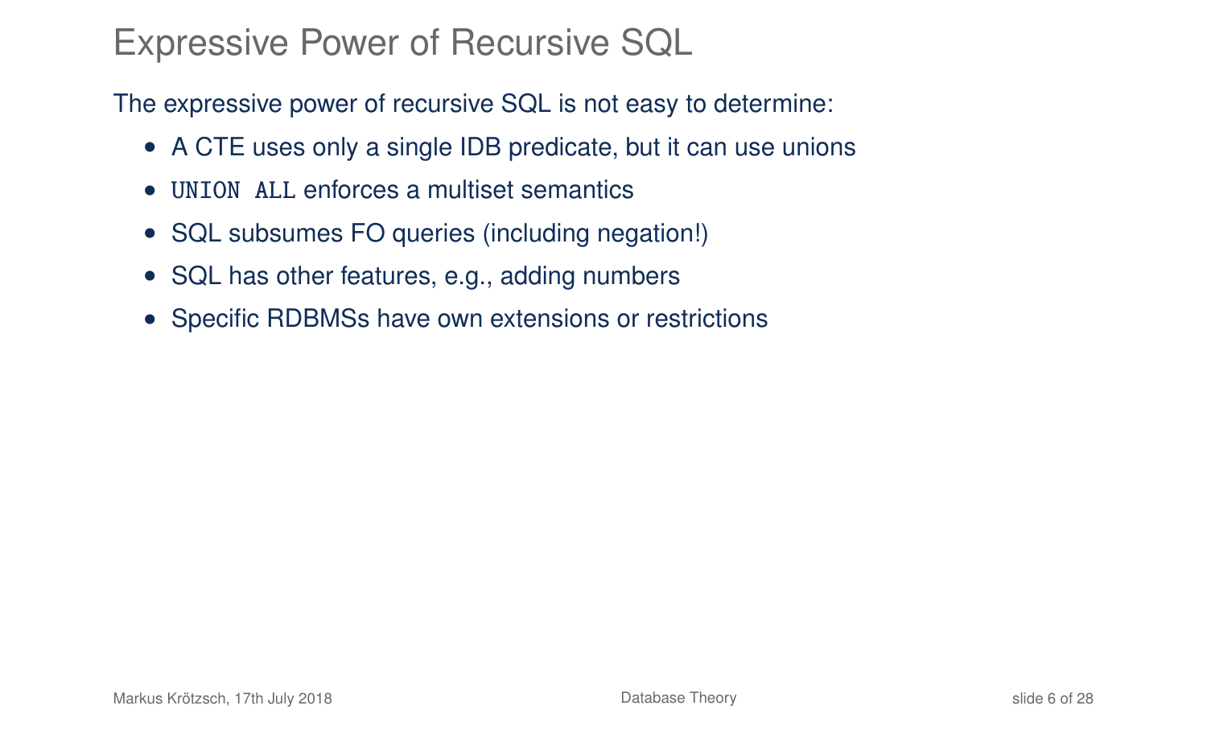# Expressive Power of Recursive SQL

The expressive power of recursive SQL is not easy to determine:

- A CTE uses only a single IDB predicate, but it can use unions
- `UNION ALL` enforces a multiset semantics
- SQL subsumes FO queries (including negation!)
- SQL has other features, e.g., adding numbers
- Specific RDBMSs have own extensions or restrictions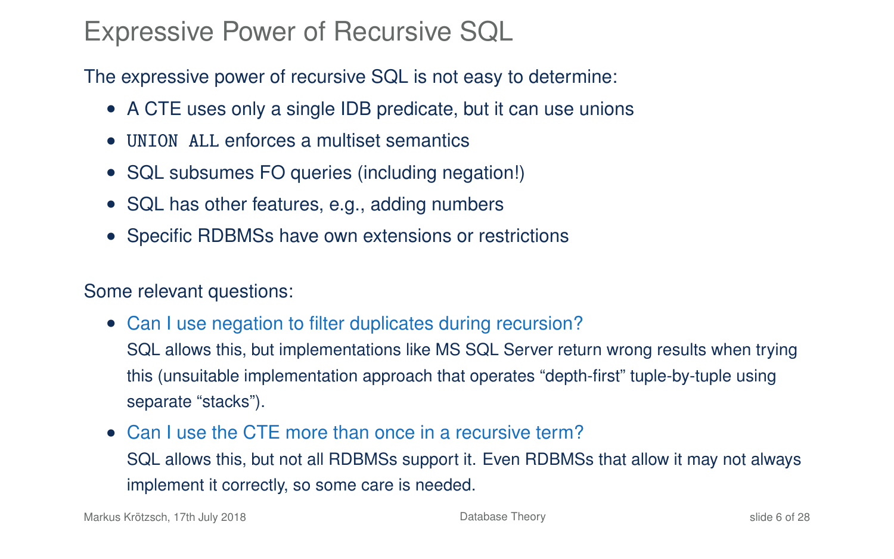# Expressive Power of Recursive SQL

The expressive power of recursive SQL is not easy to determine:

- A CTE uses only a single IDB predicate, but it can use unions
- `UNION ALL` enforces a multiset semantics
- SQL subsumes FO queries (including negation!)
- SQL has other features, e.g., adding numbers
- Specific RDBMSs have own extensions or restrictions

Some relevant questions:

- Can I use negation to filter duplicates during recursion?
  SQL allows this, but implementations like MS SQL Server return wrong results when trying this (unsuitable implementation approach that operates "depth-first" tuple-by-tuple using separate "stacks").
- Can I use the CTE more than once in a recursive term?
  SQL allows this, but not all RDBMSs support it. Even RDBMSs that allow it may not always implement it correctly, so some care is needed.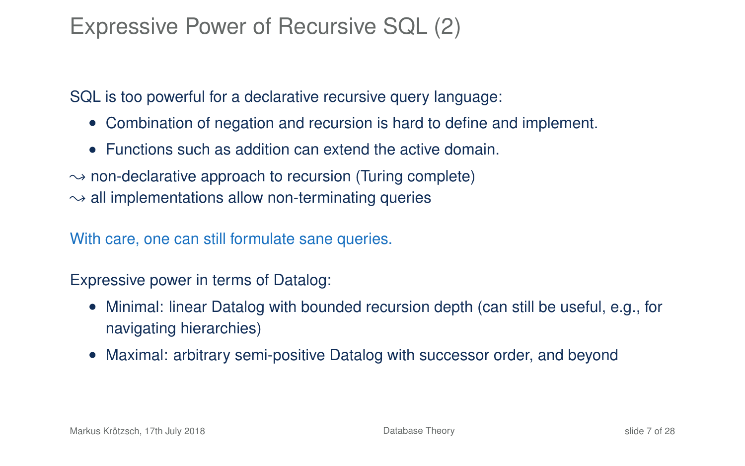# Expressive Power of Recursive SQL (2)

SQL is too powerful for a declarative recursive query language:

- Combination of negation and recursion is hard to define and implement.
- Functions such as addition can extend the active domain.

$\leadsto$ non-declarative approach to recursion (Turing complete)
$\leadsto$ all implementations allow non-terminating queries

With care, one can still formulate sane queries.

Expressive power in terms of Datalog:

- Minimal: linear Datalog with bounded recursion depth (can still be useful, e.g., for navigating hierarchies)
- Maximal: arbitrary semi-positive Datalog with successor order, and beyond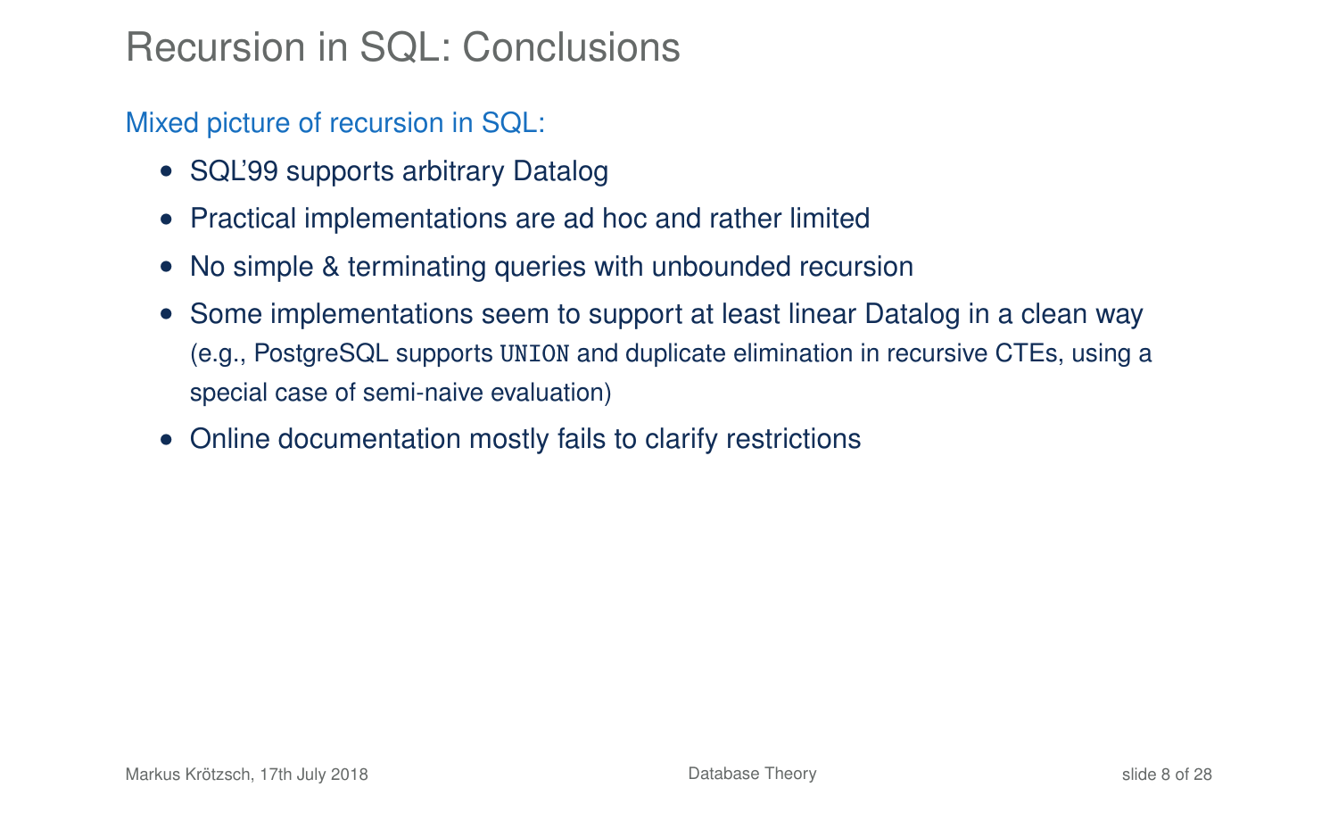# Recursion in SQL: Conclusions

Mixed picture of recursion in SQL:

- SQL'99 supports arbitrary Datalog
- Practical implementations are ad hoc and rather limited
- No simple & terminating queries with unbounded recursion
- Some implementations seem to support at least linear Datalog in a clean way (e.g., PostgreSQL supports `UNION` and duplicate elimination in recursive CTEs, using a special case of semi-naive evaluation)
- Online documentation mostly fails to clarify restrictions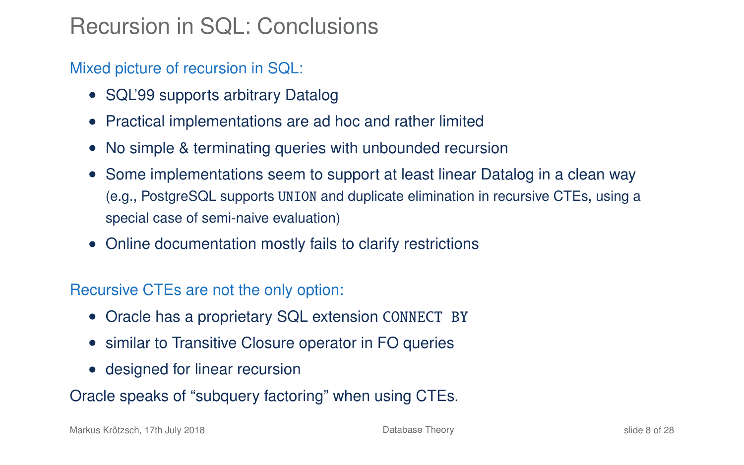# Recursion in SQL: Conclusions

Mixed picture of recursion in SQL:

- SQL'99 supports arbitrary Datalog
- Practical implementations are ad hoc and rather limited
- No simple & terminating queries with unbounded recursion
- Some implementations seem to support at least linear Datalog in a clean way (e.g., PostgreSQL supports `UNION` and duplicate elimination in recursive CTEs, using a special case of semi-naive evaluation)
- Online documentation mostly fails to clarify restrictions

Recursive CTEs are not the only option:

- Oracle has a proprietary SQL extension `CONNECT BY`
- similar to Transitive Closure operator in FO queries
- designed for linear recursion

Oracle speaks of "subquery factoring" when using CTEs.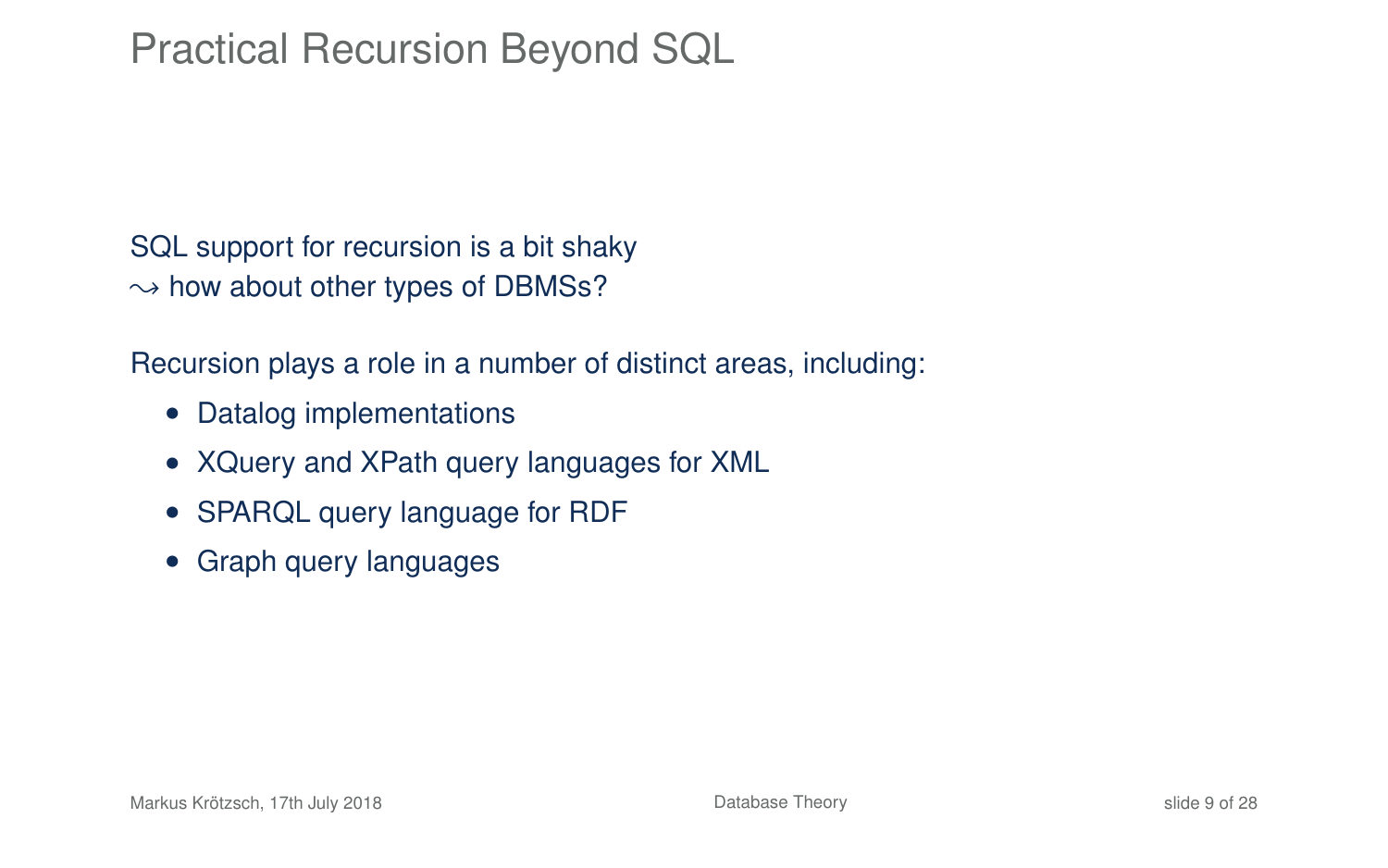# Practical Recursion Beyond SQL

SQL support for recursion is a bit shaky
$\leadsto$ how about other types of DBMSs?

Recursion plays a role in a number of distinct areas, including:

- Datalog implementations
- XQuery and XPath query languages for XML
- SPARQL query language for RDF
- Graph query languages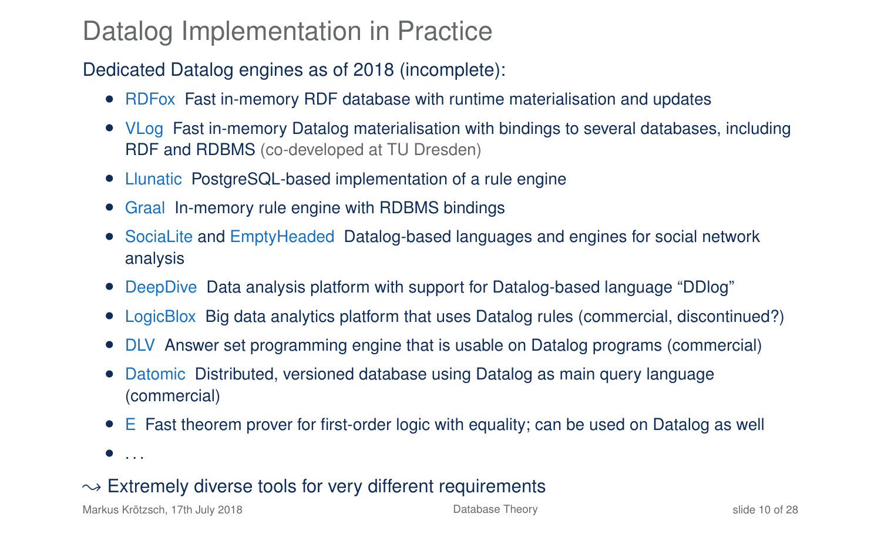# Datalog Implementation in Practice

Dedicated Datalog engines as of 2018 (incomplete):

- RDFox Fast in-memory RDF database with runtime materialisation and updates
- VLog Fast in-memory Datalog materialisation with bindings to several databases, including RDF and RDBMS (co-developed at TU Dresden)
- Llunatic PostgreSQL-based implementation of a rule engine
- Graal In-memory rule engine with RDBMS bindings
- SociaLite and EmptyHeaded Datalog-based languages and engines for social network analysis
- DeepDive Data analysis platform with support for Datalog-based language "DDlog"
- LogicBlox Big data analytics platform that uses Datalog rules (commercial, discontinued?)
- DLV Answer set programming engine that is usable on Datalog programs (commercial)
- Datomic Distributed, versioned database using Datalog as main query language (commercial)
- E Fast theorem prover for first-order logic with equality; can be used on Datalog as well
- ...

$\rightsquigarrow$ Extremely diverse tools for very different requirements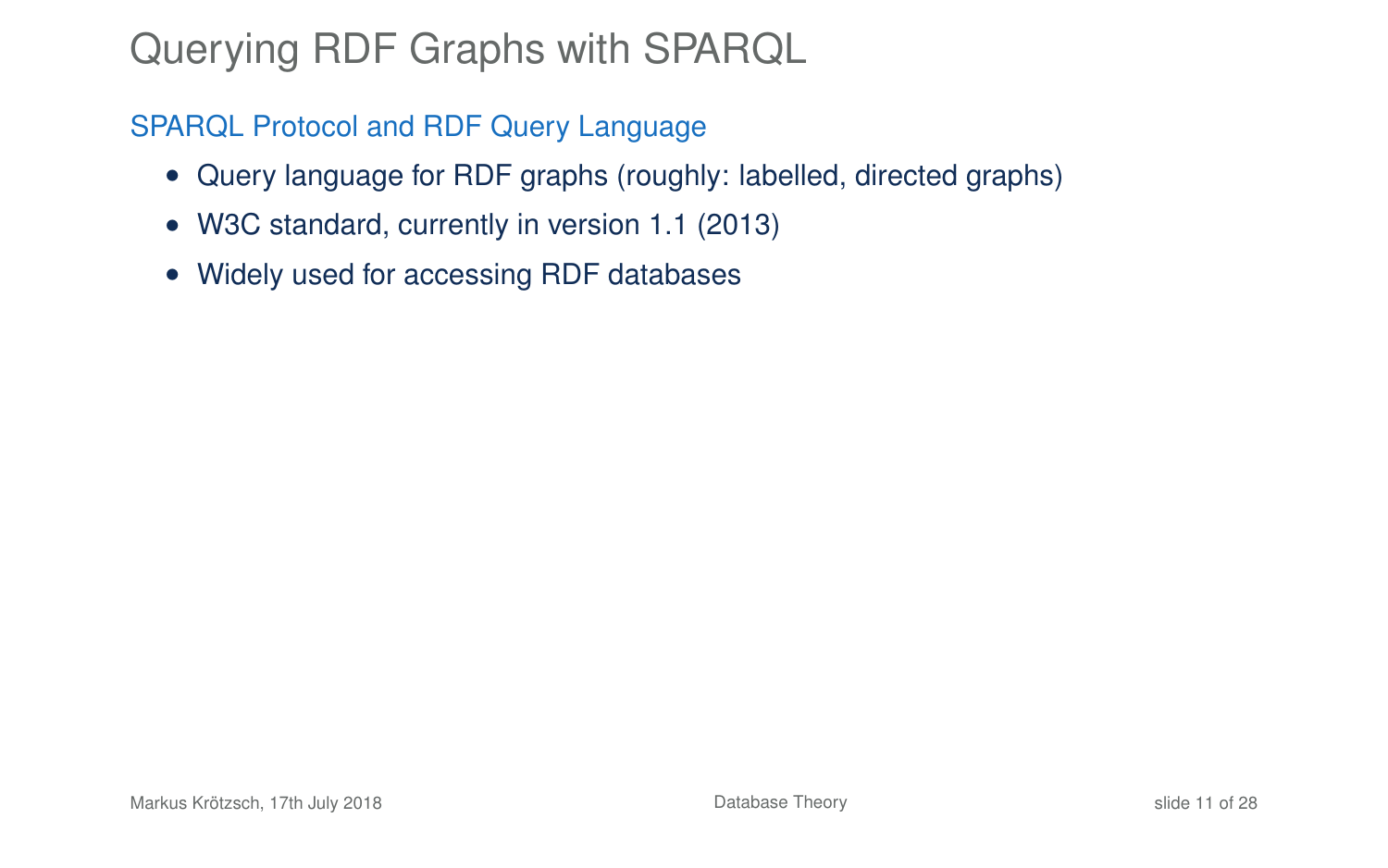# Querying RDF Graphs with SPARQL

## SPARQL Protocol and RDF Query Language

- Query language for RDF graphs (roughly: labelled, directed graphs)
- W3C standard, currently in version 1.1 (2013)
- Widely used for accessing RDF databases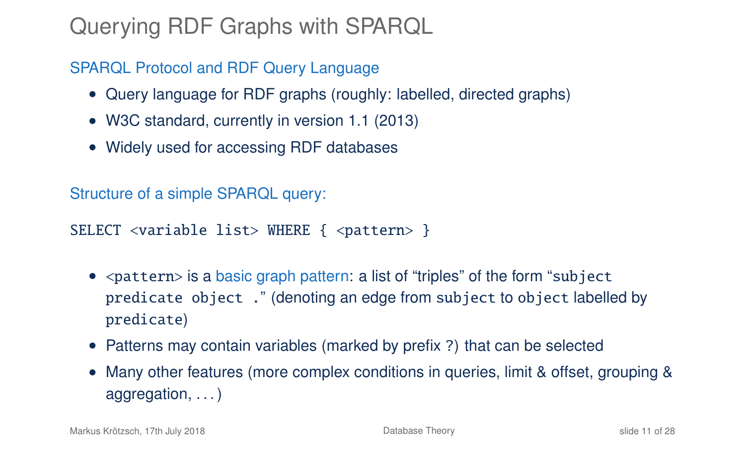# Querying RDF Graphs with SPARQL

## SPARQL Protocol and RDF Query Language

- Query language for RDF graphs (roughly: labelled, directed graphs)
- W3C standard, currently in version 1.1 (2013)
- Widely used for accessing RDF databases

## Structure of a simple SPARQL query:

```
SELECT <variable list> WHERE { <pattern> }
```

- `<pattern>` is a basic graph pattern: a list of "triples" of the form "`subject predicate object .`" (denoting an edge from `subject` to `object` labelled by `predicate`)
- Patterns may contain variables (marked by prefix `?`) that can be selected
- Many other features (more complex conditions in queries, limit & offset, grouping & aggregation, . . . )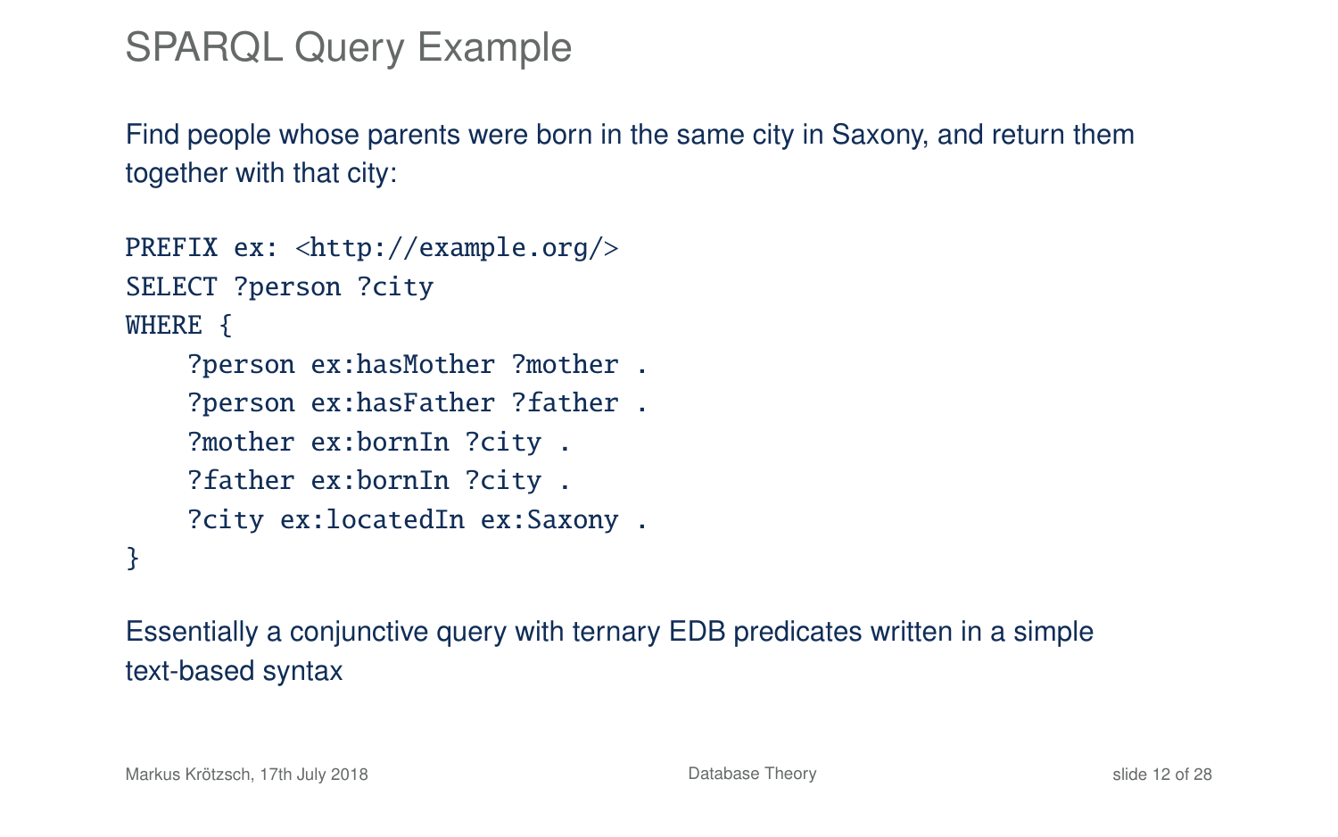# SPARQL Query Example

Find people whose parents were born in the same city in Saxony, and return them together with that city:

```
PREFIX ex: <http://example.org/>
SELECT ?person ?city
WHERE {
    ?person ex:hasMother ?mother .
    ?person ex:hasFather ?father .
    ?mother ex:bornIn ?city .
    ?father ex:bornIn ?city .
    ?city ex:locatedIn ex:Saxony .
}
```

Essentially a conjunctive query with ternary EDB predicates written in a simple text-based syntax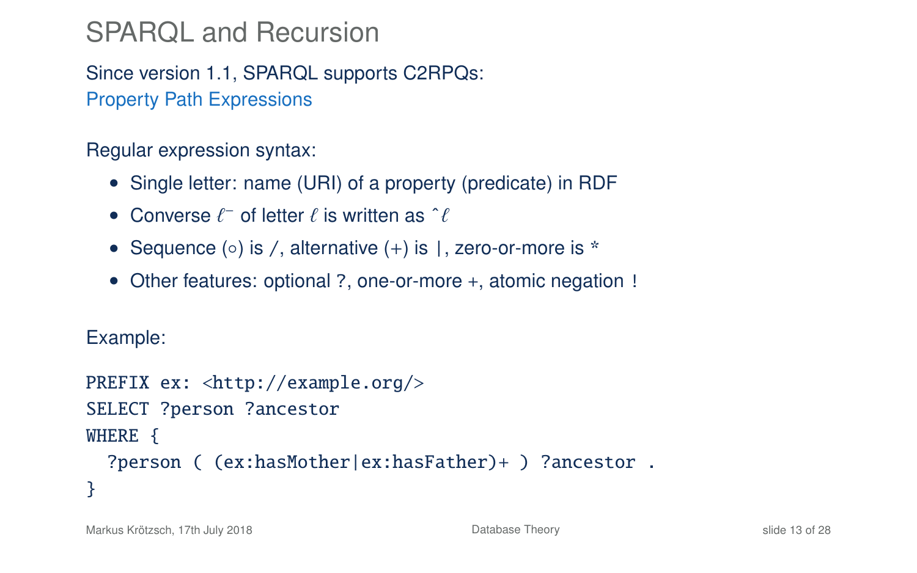# SPARQL and Recursion

Since version 1.1, SPARQL supports C2RPQs:
Property Path Expressions

Regular expression syntax:

- Single letter: name (URI) of a property (predicate) in RDF
- Converse $\ell^-$ of letter $\ell$ is written as ^$\ell$
- Sequence ($\circ$) is /, alternative (+) is |, zero-or-more is *
- Other features: optional ?, one-or-more +, atomic negation !

Example:

```
PREFIX ex: <http://example.org/>
SELECT ?person ?ancestor
WHERE {
  ?person ( (ex:hasMother|ex:hasFather)+ ) ?ancestor .
}
```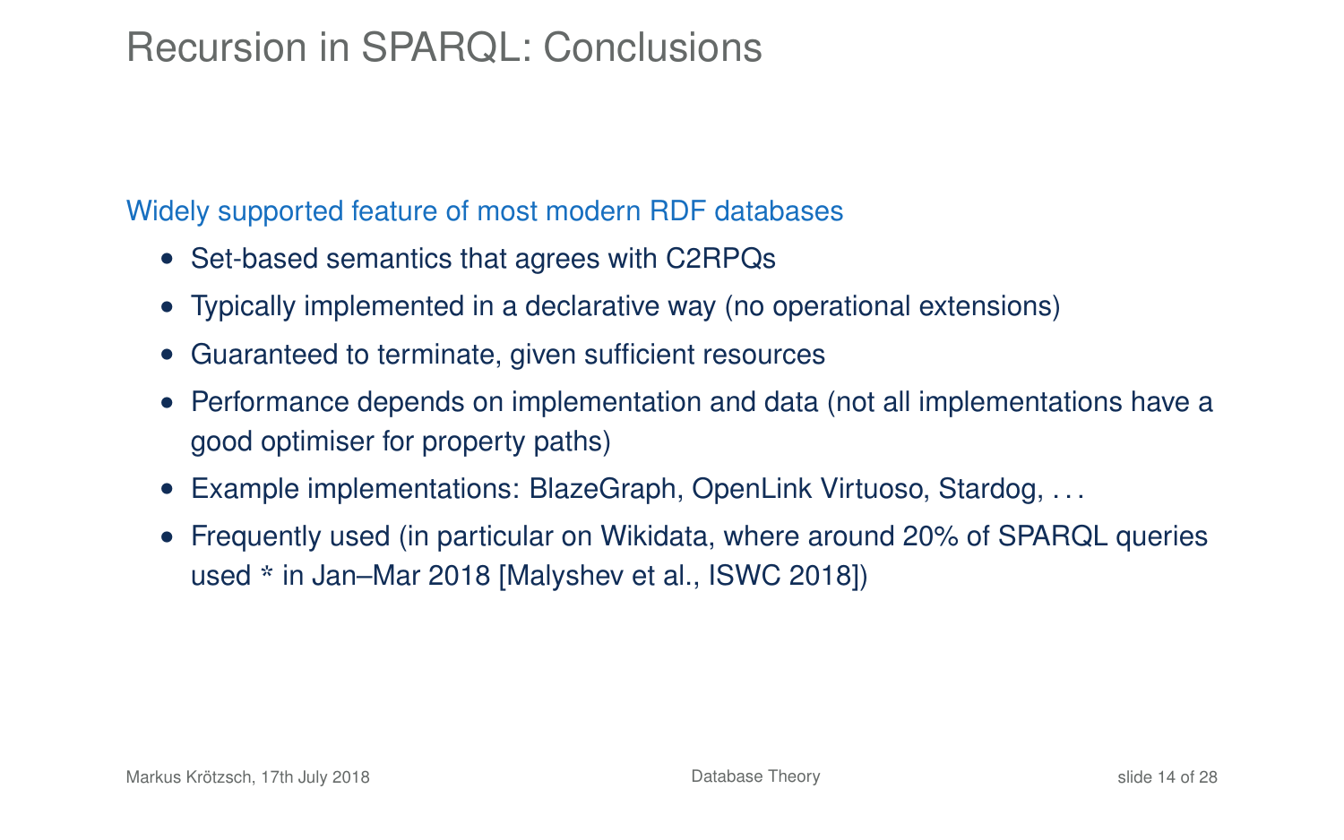# Recursion in SPARQL: Conclusions

Widely supported feature of most modern RDF databases

- Set-based semantics that agrees with C2RPQs
- Typically implemented in a declarative way (no operational extensions)
- Guaranteed to terminate, given sufficient resources
- Performance depends on implementation and data (not all implementations have a good optimiser for property paths)
- Example implementations: BlazeGraph, OpenLink Virtuoso, Stardog, ...
- Frequently used (in particular on Wikidata, where around 20% of SPARQL queries used * in Jan–Mar 2018 [Malyshev et al., ISWC 2018])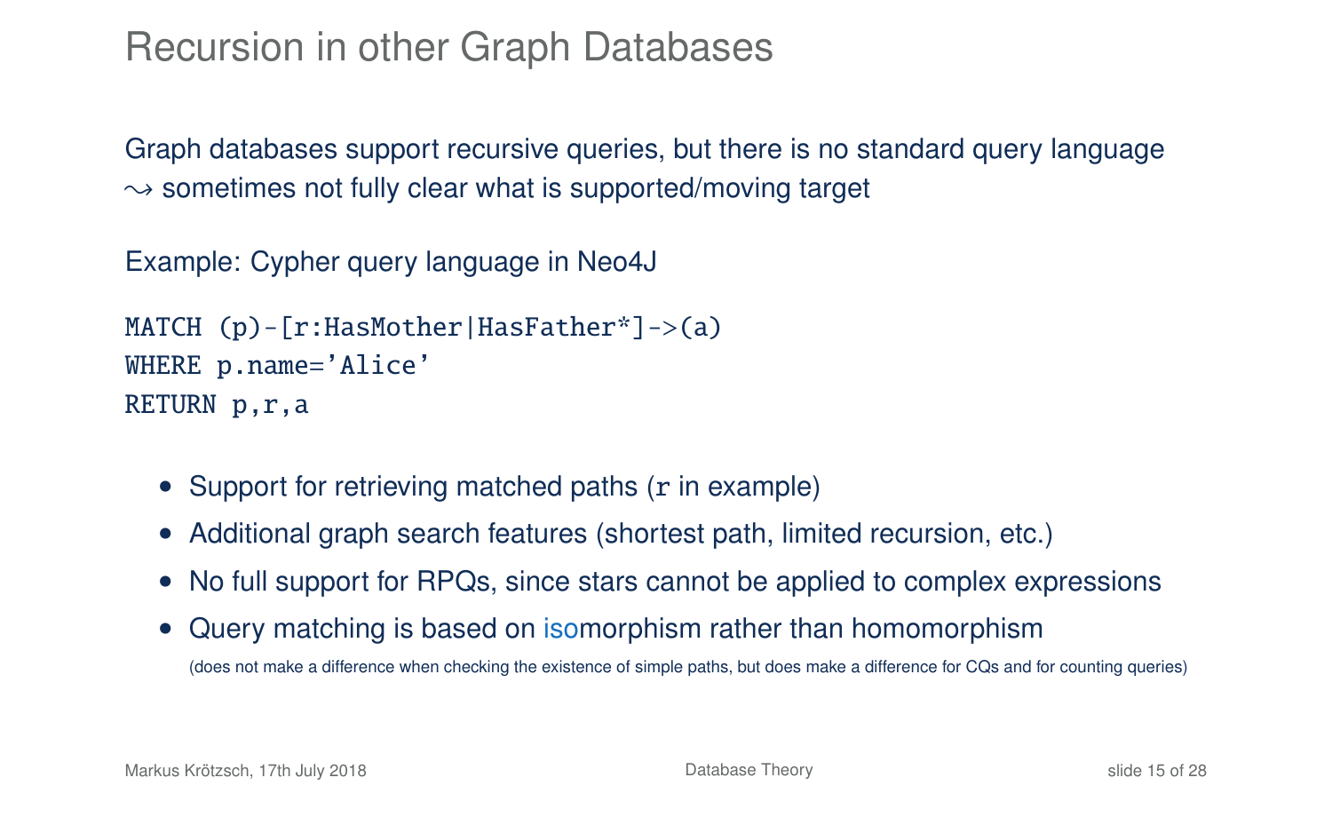# Recursion in other Graph Databases

Graph databases support recursive queries, but there is no standard query language
$\leadsto$ sometimes not fully clear what is supported/moving target

Example: Cypher query language in Neo4J

```
MATCH (p)-[r:HasMother|HasFather*]->(a)
WHERE p.name='Alice'
RETURN p,r,a
```

- Support for retrieving matched paths (`r` in example)
- Additional graph search features (shortest path, limited recursion, etc.)
- No full support for RPQs, since stars cannot be applied to complex expressions
- Query matching is based on isomorphism rather than homomorphism
  (does not make a difference when checking the existence of simple paths, but does make a difference for CQs and for counting queries)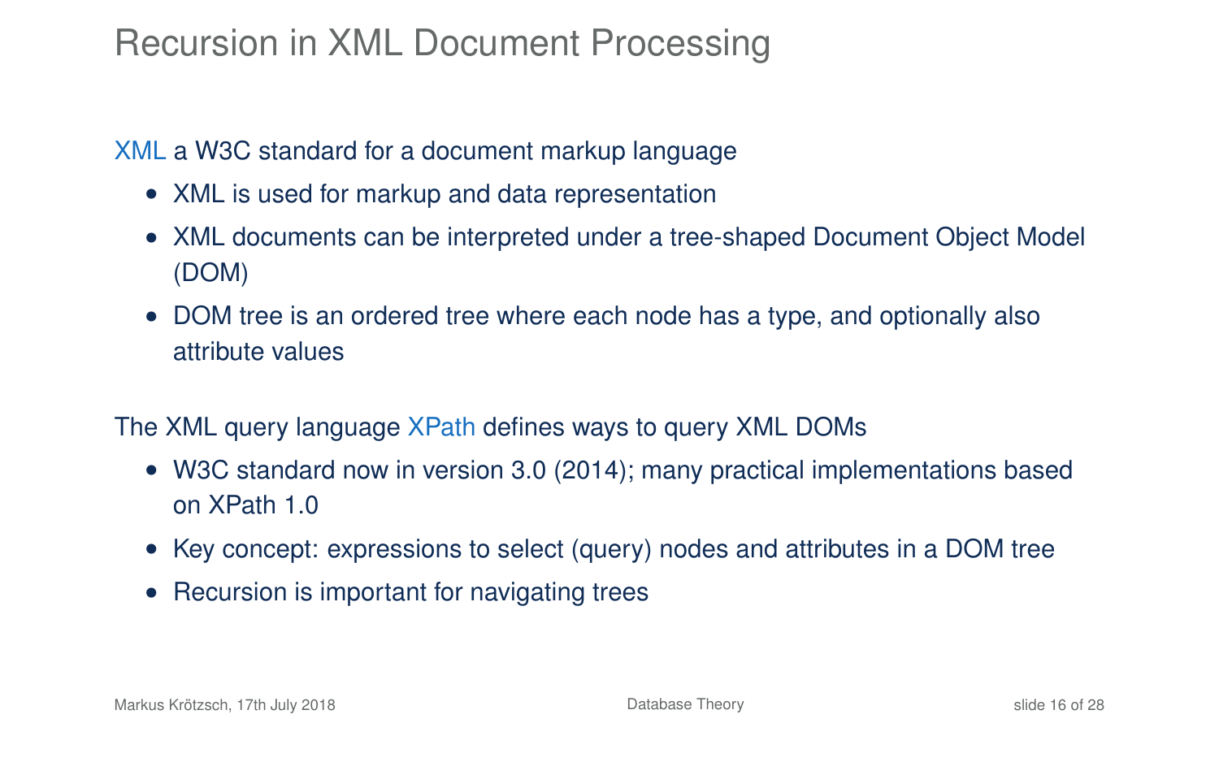# Recursion in XML Document Processing

XML a W3C standard for a document markup language

- XML is used for markup and data representation
- XML documents can be interpreted under a tree-shaped Document Object Model (DOM)
- DOM tree is an ordered tree where each node has a type, and optionally also attribute values

The XML query language XPath defines ways to query XML DOMs

- W3C standard now in version 3.0 (2014); many practical implementations based on XPath 1.0
- Key concept: expressions to select (query) nodes and attributes in a DOM tree
- Recursion is important for navigating trees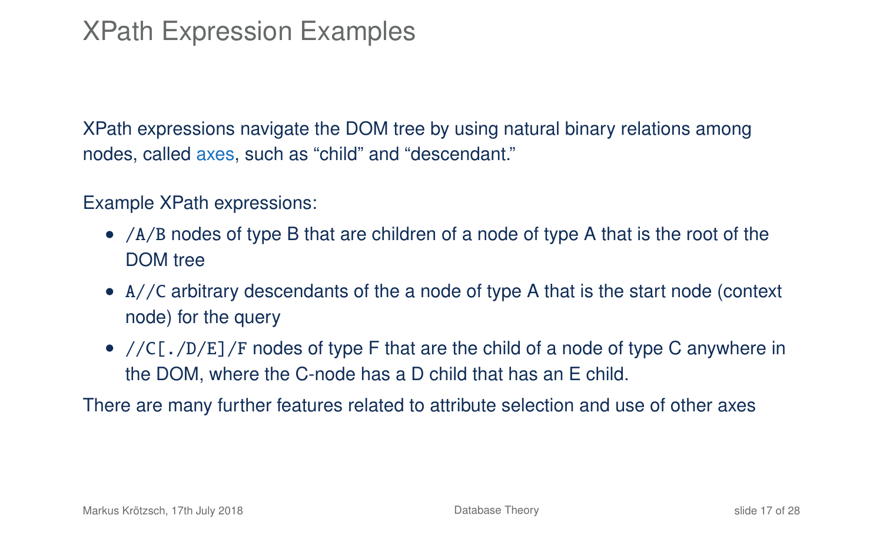# XPath Expression Examples

XPath expressions navigate the DOM tree by using natural binary relations among nodes, called axes, such as "child" and "descendant."

Example XPath expressions:

- `/A/B` nodes of type B that are children of a node of type A that is the root of the DOM tree
- `A//C` arbitrary descendants of the a node of type A that is the start node (context node) for the query
- `//C[./D/E]/F` nodes of type F that are the child of a node of type C anywhere in the DOM, where the C-node has a D child that has an E child.

There are many further features related to attribute selection and use of other axes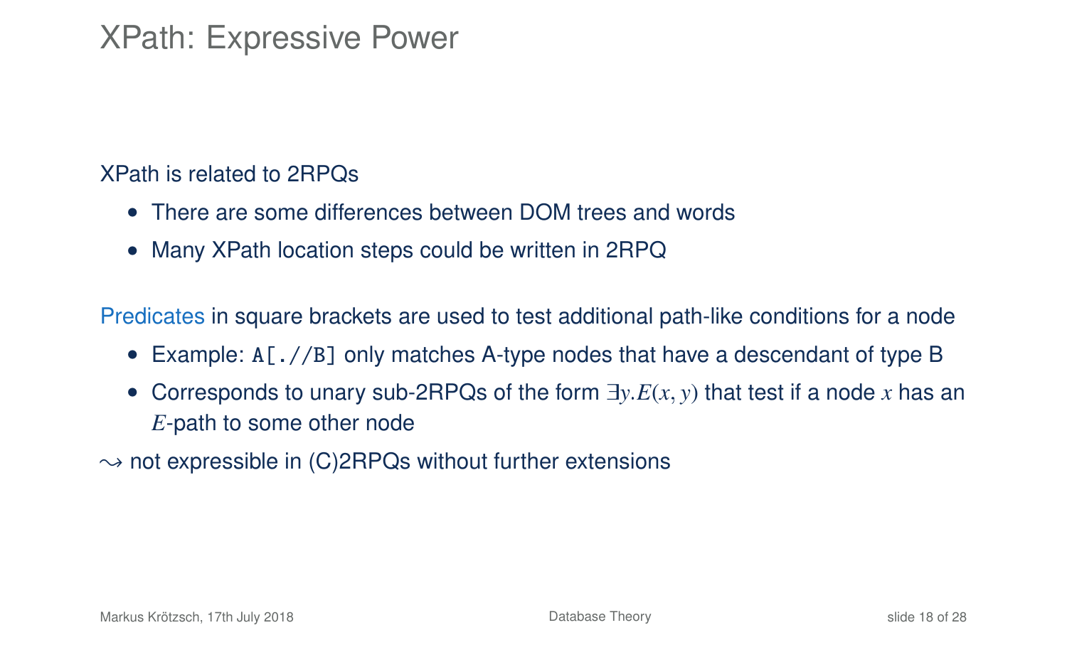# XPath: Expressive Power

XPath is related to 2RPQs

- There are some differences between DOM trees and words
- Many XPath location steps could be written in 2RPQ

Predicates in square brackets are used to test additional path-like conditions for a node

- Example: `A[.//B]` only matches A-type nodes that have a descendant of type B
- Corresponds to unary sub-2RPQs of the form $\exists y.E(x, y)$ that test if a node $x$ has an $E$-path to some other node

$\leadsto$ not expressible in (C)2RPQs without further extensions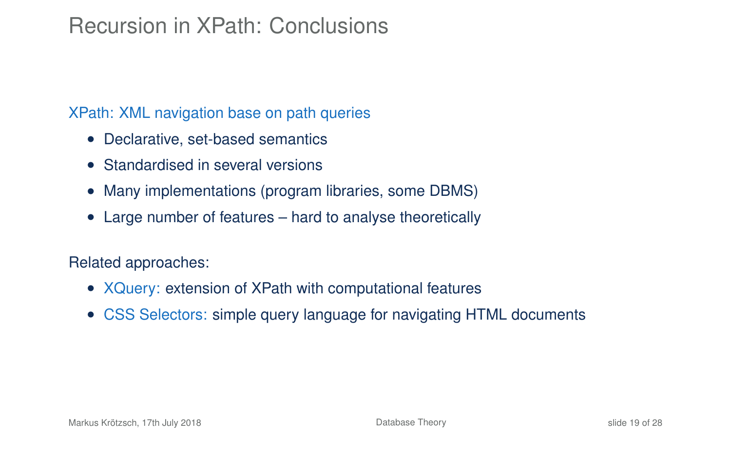# Recursion in XPath: Conclusions

XPath: XML navigation base on path queries

- Declarative, set-based semantics
- Standardised in several versions
- Many implementations (program libraries, some DBMS)
- Large number of features – hard to analyse theoretically

Related approaches:

- XQuery: extension of XPath with computational features
- CSS Selectors: simple query language for navigating HTML documents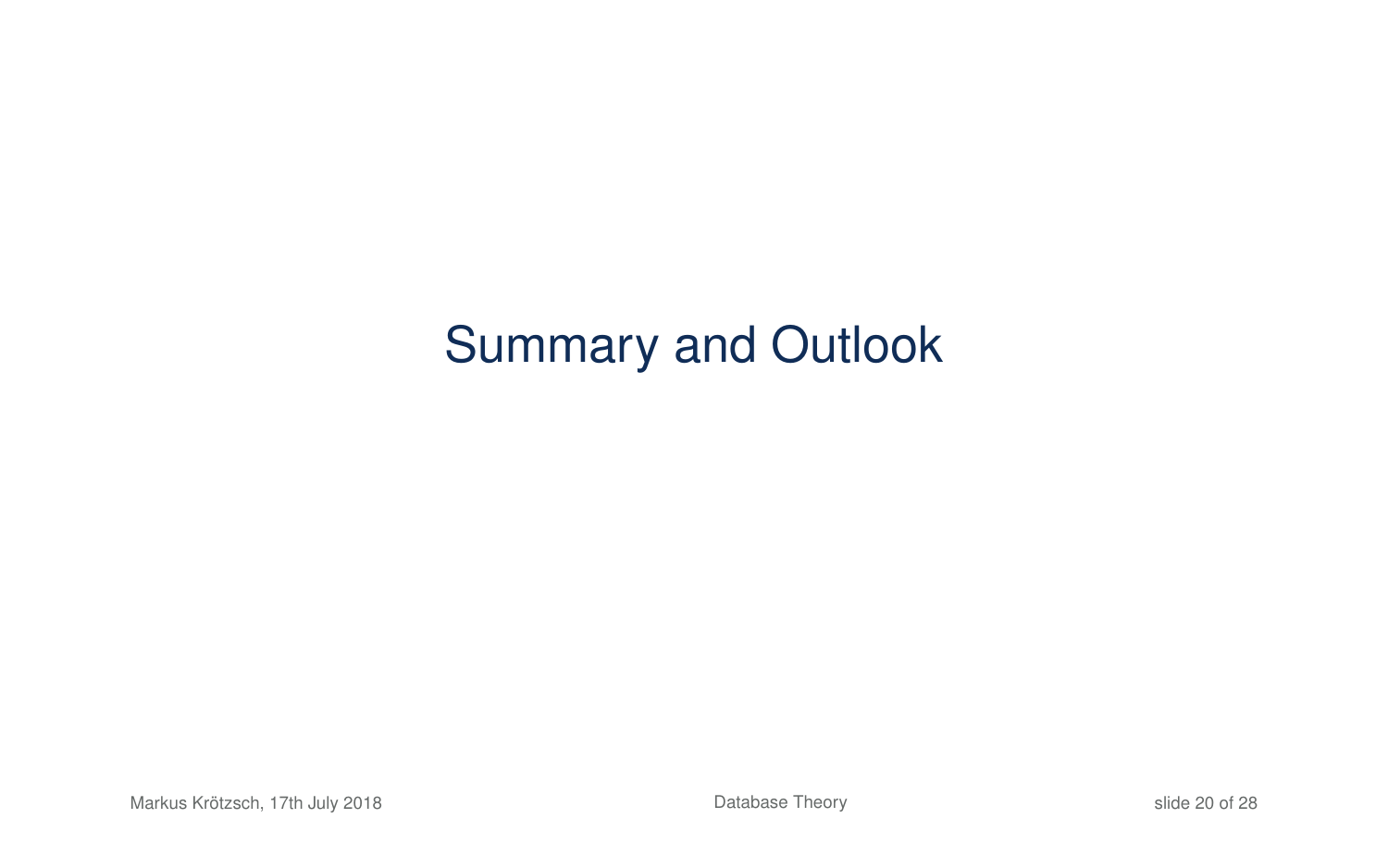# Summary and Outlook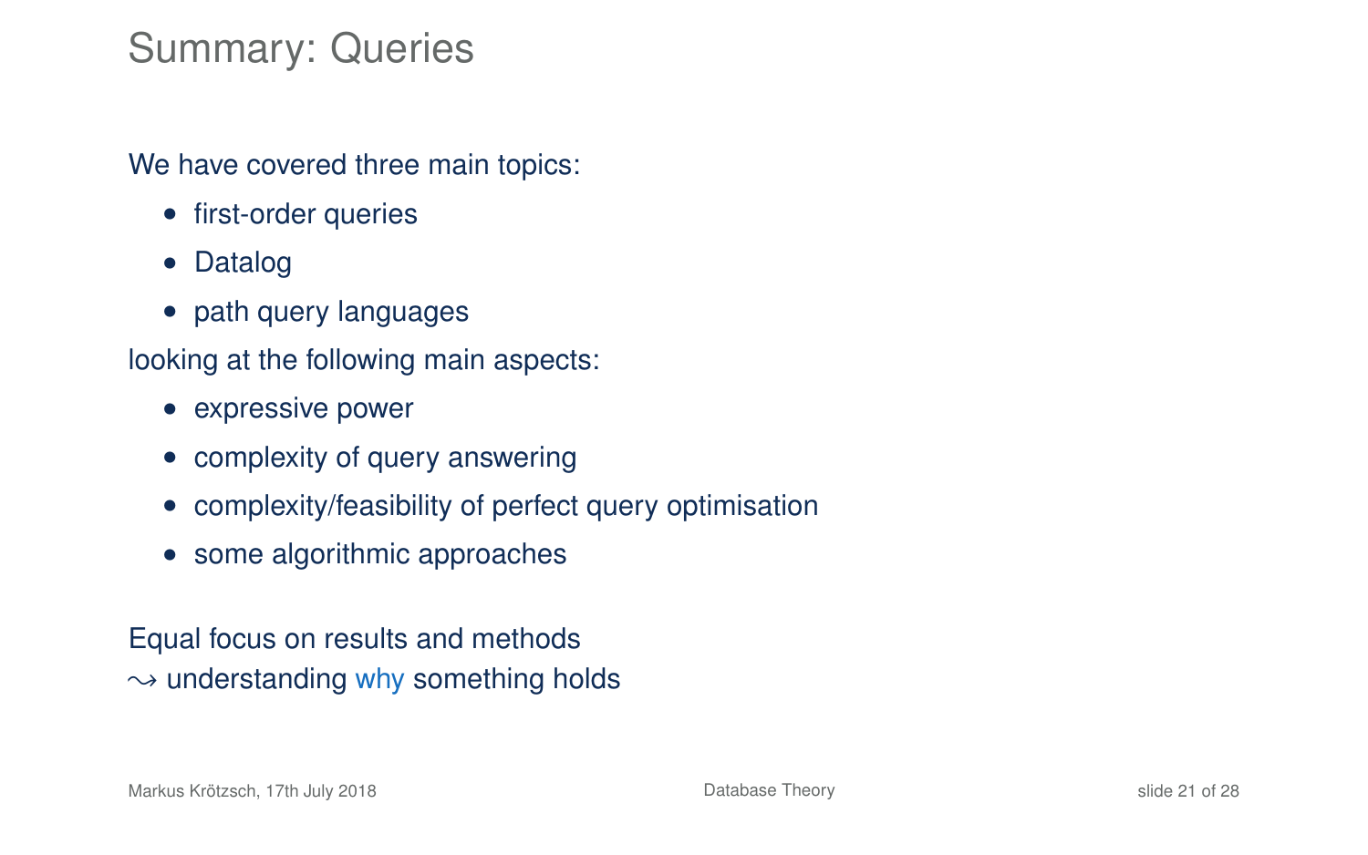# Summary: Queries

We have covered three main topics:

- first-order queries
- Datalog
- path query languages

looking at the following main aspects:

- expressive power
- complexity of query answering
- complexity/feasibility of perfect query optimisation
- some algorithmic approaches

Equal focus on results and methods
$\leadsto$ understanding why something holds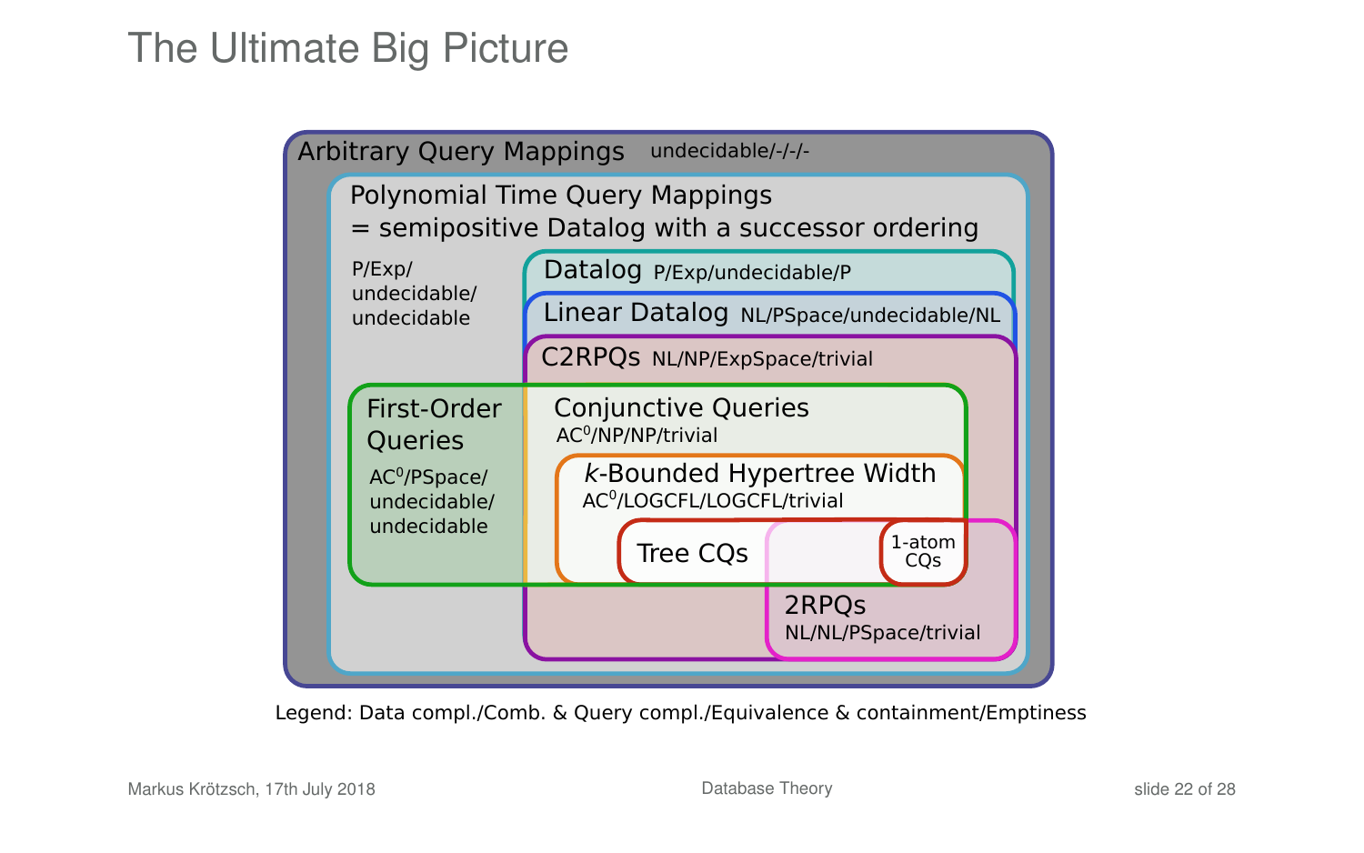# The Ultimate Big Picture

**Arbitrary Query Mappings** undecidable/-/-/-

**Polynomial Time Query Mappings = semipositive Datalog with a successor ordering**
P/Exp/undecidable/undecidable

**Datalog** P/Exp/undecidable/P

**Linear Datalog** NL/PSpace/undecidable/NL

**C2RPQs** NL/NP/ExpSpace/trivial

**First-Order Queries**
$AC^0$/PSpace/undecidable/undecidable

**Conjunctive Queries**
$AC^0$/NP/NP/trivial

**$k$-Bounded Hypertree Width**
$AC^0$/LOGCFL/LOGCFL/trivial

**Tree CQs**

**1-atom CQs**

**2RPQs**
NL/NL/PSpace/trivial

Legend: Data compl./Comb. & Query compl./Equivalence & containment/Emptiness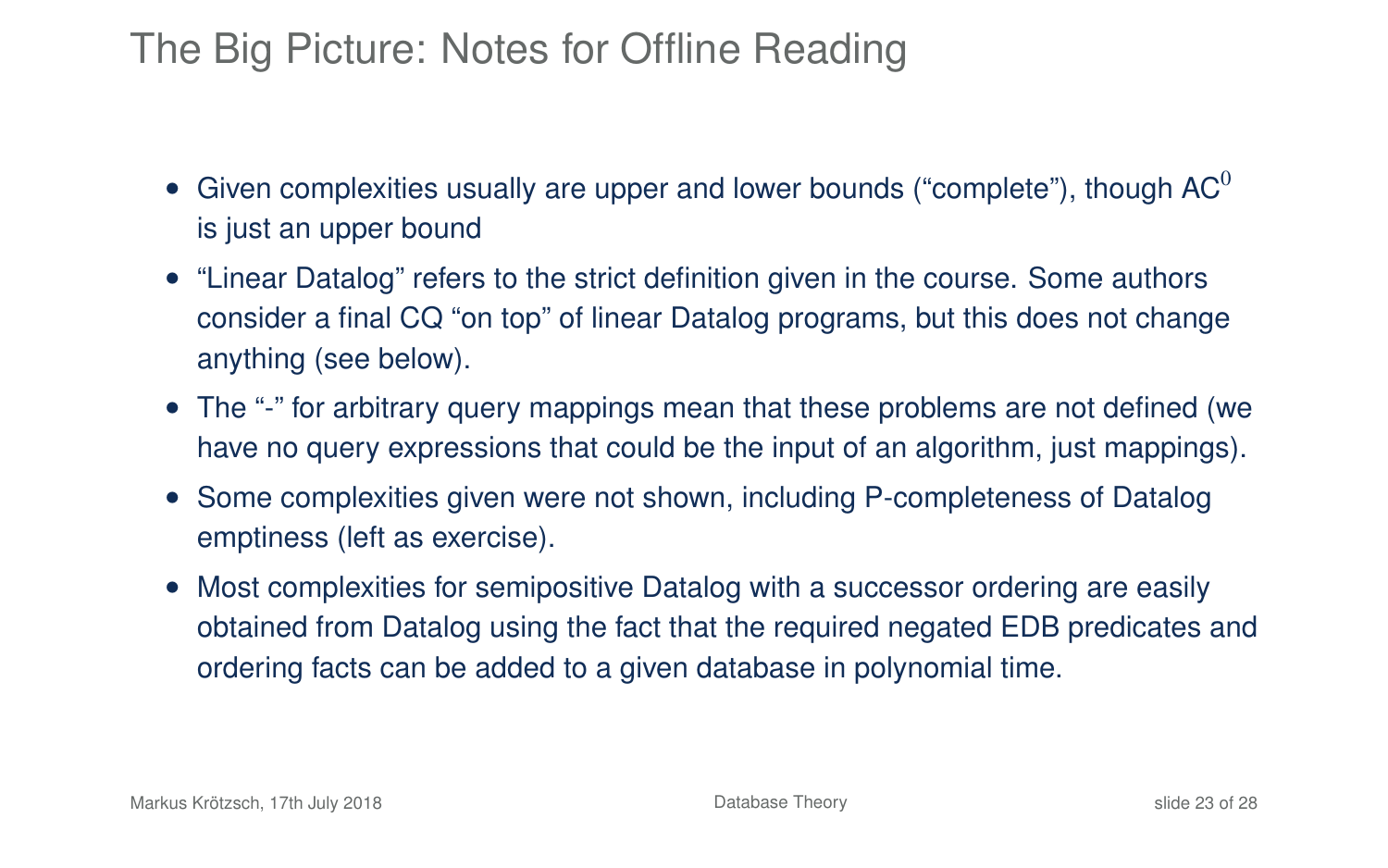# The Big Picture: Notes for Offline Reading

- Given complexities usually are upper and lower bounds ("complete"), though $AC^0$ is just an upper bound
- "Linear Datalog" refers to the strict definition given in the course. Some authors consider a final CQ "on top" of linear Datalog programs, but this does not change anything (see below).
- The "-" for arbitrary query mappings mean that these problems are not defined (we have no query expressions that could be the input of an algorithm, just mappings).
- Some complexities given were not shown, including P-completeness of Datalog emptiness (left as exercise).
- Most complexities for semipositive Datalog with a successor ordering are easily obtained from Datalog using the fact that the required negated EDB predicates and ordering facts can be added to a given database in polynomial time.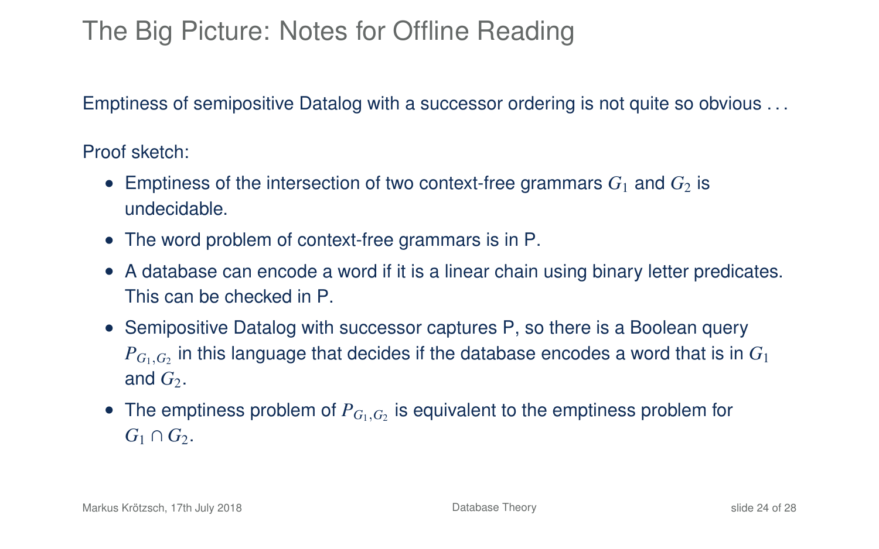# The Big Picture: Notes for Offline Reading

Emptiness of semipositive Datalog with a successor ordering is not quite so obvious . . .

Proof sketch:

- Emptiness of the intersection of two context-free grammars $G_1$ and $G_2$ is undecidable.
- The word problem of context-free grammars is in P.
- A database can encode a word if it is a linear chain using binary letter predicates. This can be checked in P.
- Semipositive Datalog with successor captures P, so there is a Boolean query $P_{G_1,G_2}$ in this language that decides if the database encodes a word that is in $G_1$ and $G_2$.
- The emptiness problem of $P_{G_1,G_2}$ is equivalent to the emptiness problem for $G_1 \cap G_2$.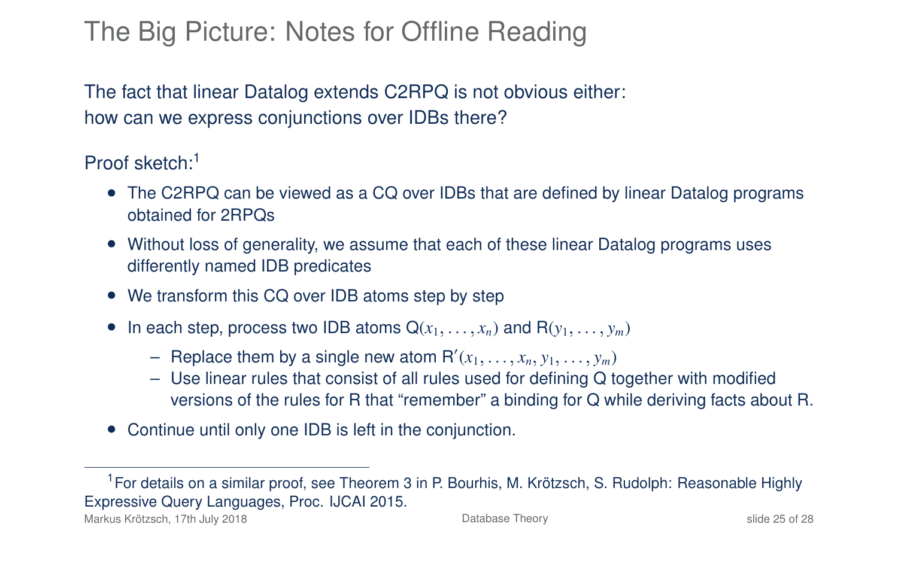# The Big Picture: Notes for Offline Reading

The fact that linear Datalog extends C2RPQ is not obvious either:
how can we express conjunctions over IDBs there?

Proof sketch:[1]

- The C2RPQ can be viewed as a CQ over IDBs that are defined by linear Datalog programs obtained for 2RPQs
- Without loss of generality, we assume that each of these linear Datalog programs uses differently named IDB predicates
- We transform this CQ over IDB atoms step by step
- In each step, process two IDB atoms $\mathsf{Q}(x_1, \ldots, x_n)$ and $\mathsf{R}(y_1, \ldots, y_m)$
  - Replace them by a single new atom $\mathsf{R}'(x_1, \ldots, x_n, y_1, \ldots, y_m)$
  - Use linear rules that consist of all rules used for defining Q together with modified versions of the rules for R that "remember" a binding for Q while deriving facts about R.
- Continue until only one IDB is left in the conjunction.

---

[1] For details on a similar proof, see Theorem 3 in P. Bourhis, M. Krötzsch, S. Rudolph: Reasonable Highly Expressive Query Languages, Proc. IJCAI 2015.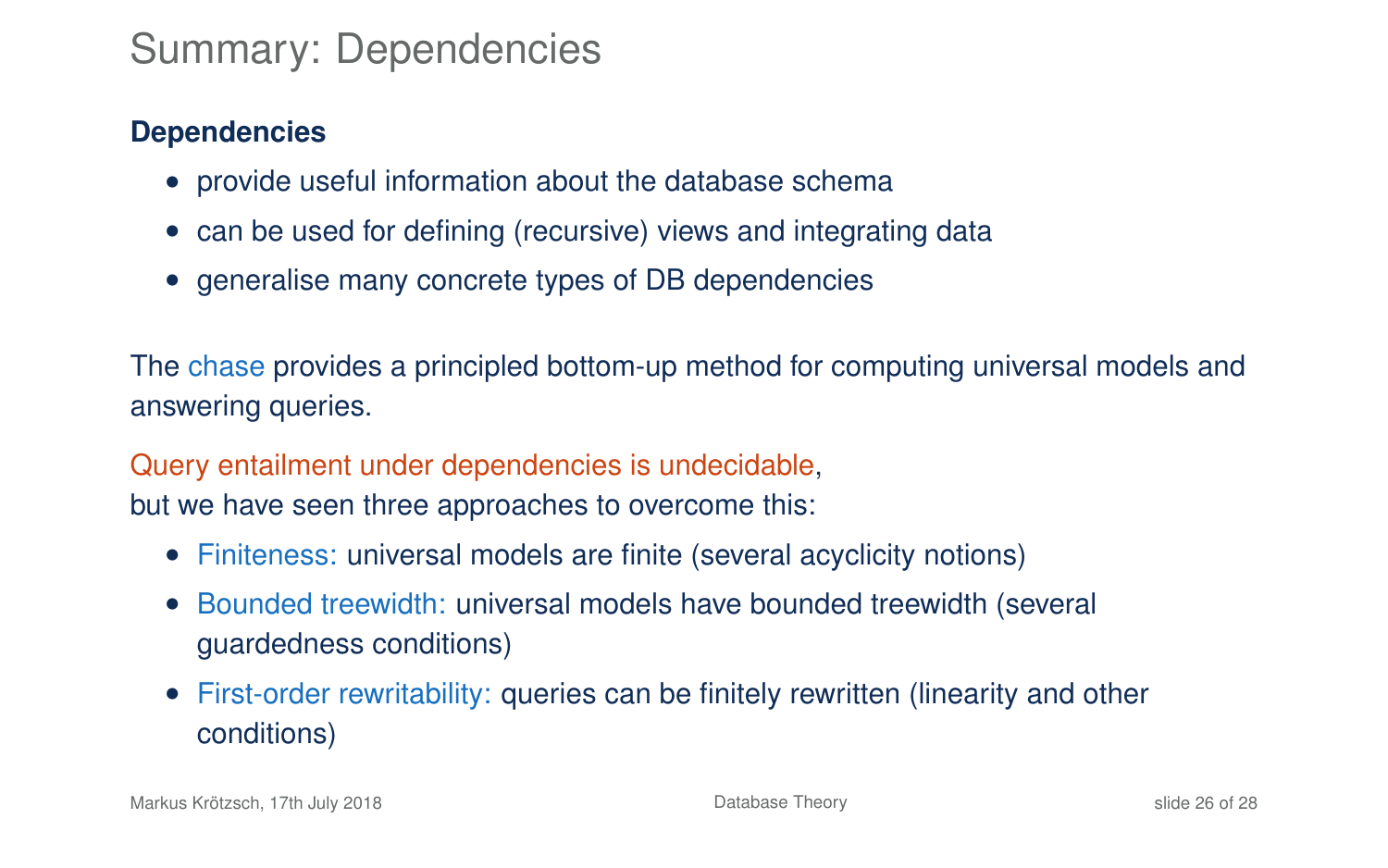# Summary: Dependencies

**Dependencies**

- provide useful information about the database schema
- can be used for defining (recursive) views and integrating data
- generalise many concrete types of DB dependencies

The chase provides a principled bottom-up method for computing universal models and answering queries.

Query entailment under dependencies is undecidable,
but we have seen three approaches to overcome this:

- Finiteness: universal models are finite (several acyclicity notions)
- Bounded treewidth: universal models have bounded treewidth (several guardedness conditions)
- First-order rewritability: queries can be finitely rewritten (linearity and other conditions)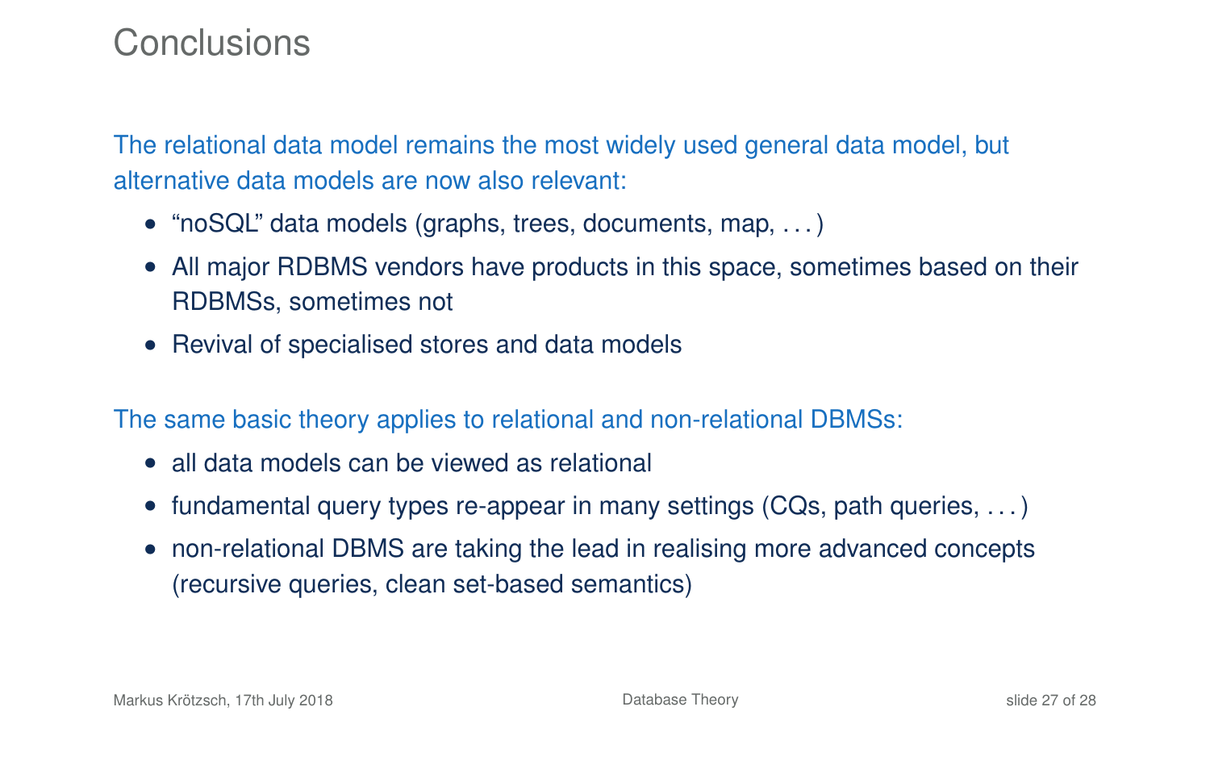# Conclusions

The relational data model remains the most widely used general data model, but alternative data models are now also relevant:

- “noSQL” data models (graphs, trees, documents, map, . . . )
- All major RDBMS vendors have products in this space, sometimes based on their RDBMSs, sometimes not
- Revival of specialised stores and data models

The same basic theory applies to relational and non-relational DBMSs:

- all data models can be viewed as relational
- fundamental query types re-appear in many settings (CQs, path queries, . . . )
- non-relational DBMS are taking the lead in realising more advanced concepts (recursive queries, clean set-based semantics)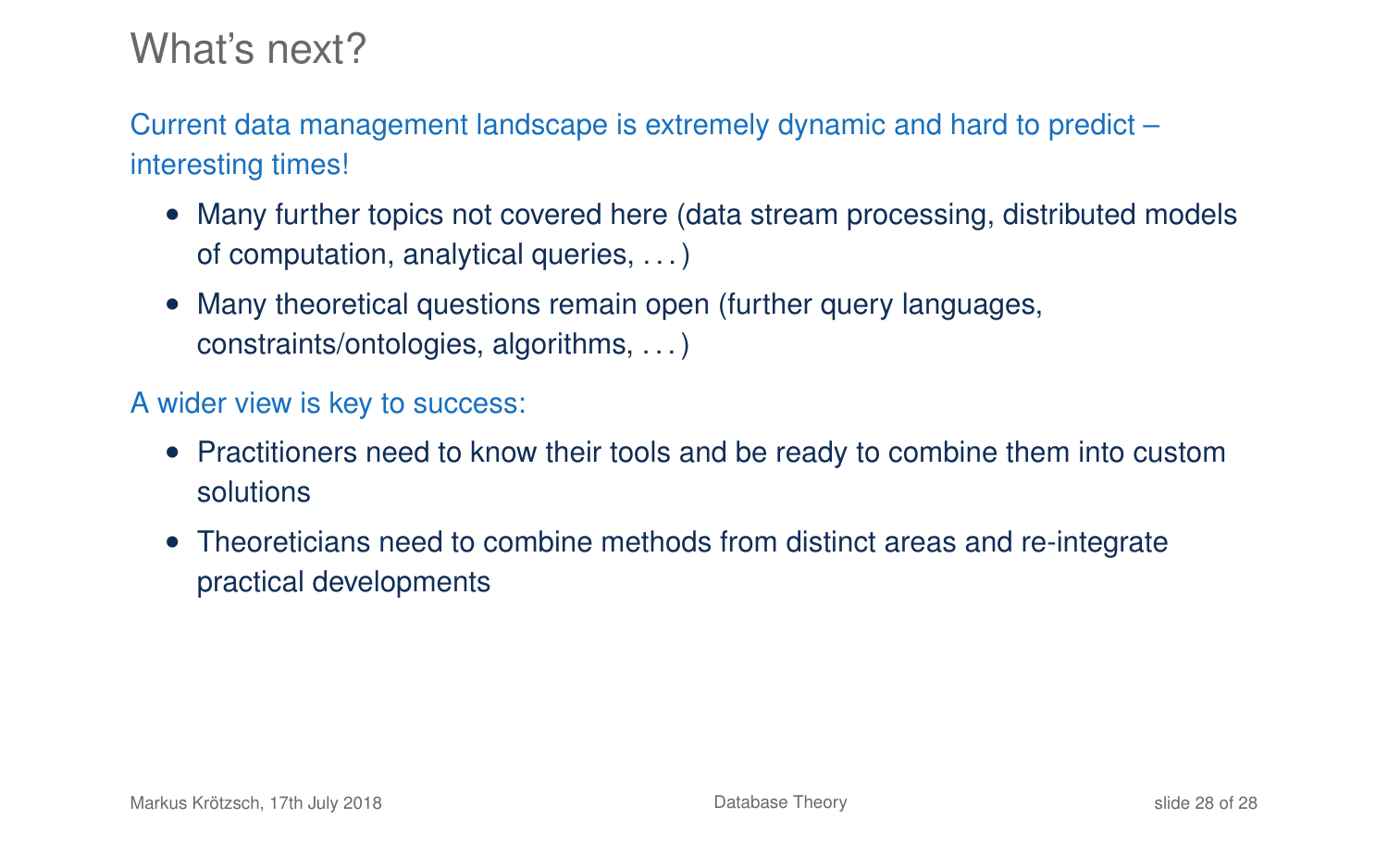# What's next?

Current data management landscape is extremely dynamic and hard to predict – interesting times!

- Many further topics not covered here (data stream processing, distributed models of computation, analytical queries, . . . )
- Many theoretical questions remain open (further query languages, constraints/ontologies, algorithms, . . . )

A wider view is key to success:

- Practitioners need to know their tools and be ready to combine them into custom solutions
- Theoreticians need to combine methods from distinct areas and re-integrate practical developments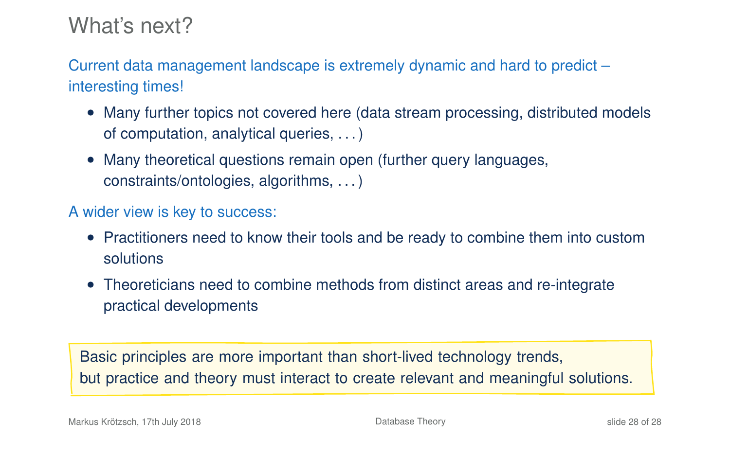# What's next?

Current data management landscape is extremely dynamic and hard to predict – interesting times!

- Many further topics not covered here (data stream processing, distributed models of computation, analytical queries, . . . )
- Many theoretical questions remain open (further query languages, constraints/ontologies, algorithms, . . . )

A wider view is key to success:

- Practitioners need to know their tools and be ready to combine them into custom solutions
- Theoreticians need to combine methods from distinct areas and re-integrate practical developments

Basic principles are more important than short-lived technology trends,
but practice and theory must interact to create relevant and meaningful solutions.